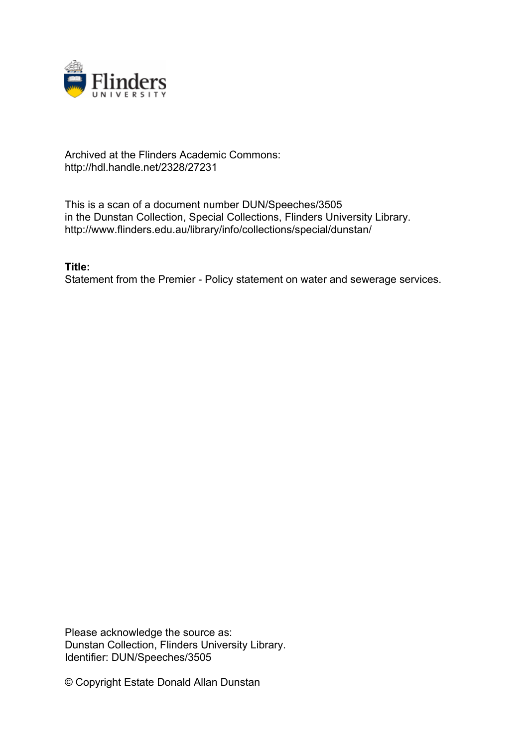Archived at the Flinders Academic Commons:
http://hdl.handle.net/2328/27231

This is a scan of a document number DUN/Speeches/3505
in the Dunstan Collection, Special Collections, Flinders University Library.
http://www.flinders.edu.au/library/info/collections/special/dunstan/

**Title:**
Statement from the Premier - Policy statement on water and sewerage services.

Please acknowledge the source as:
Dunstan Collection, Flinders University Library.
Identifier: DUN/Speeches/3505

© Copyright Estate Donald Allan Dunstan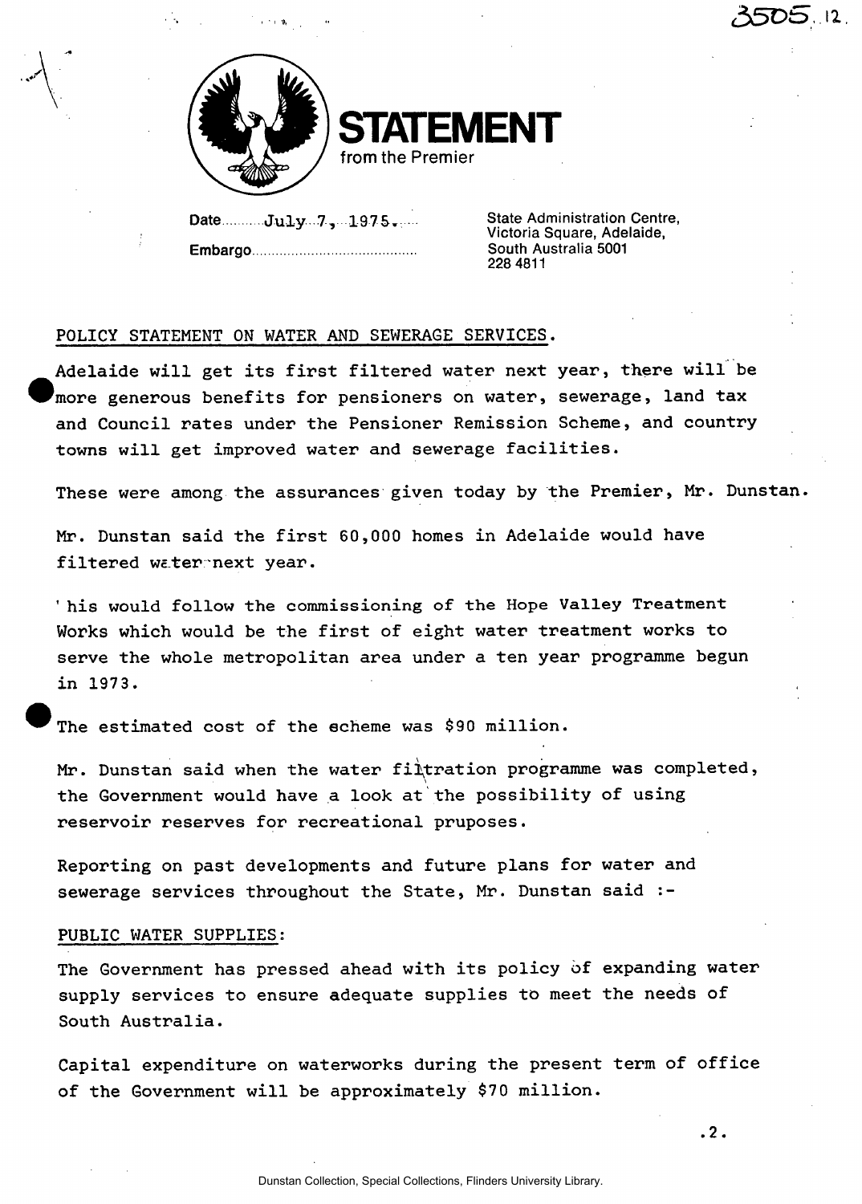# STATEMENT

from the Premier

Date July 7, 1975.

Embargo

State Administration Centre,
Victoria Square, Adelaide,
South Australia 5001
228 4811

POLICY STATEMENT ON WATER AND SEWERAGE SERVICES.

Adelaide will get its first filtered water next year, there will be more generous benefits for pensioners on water, sewerage, land tax and Council rates under the Pensioner Remission Scheme, and country towns will get improved water and sewerage facilities.

These were among the assurances given today by the Premier, Mr. Dunstan.

Mr. Dunstan said the first 60,000 homes in Adelaide would have filtered water next year.

'his would follow the commissioning of the Hope Valley Treatment Works which would be the first of eight water treatment works to serve the whole metropolitan area under a ten year programme begun in 1973.

The estimated cost of the echeme was $90 million.

Mr. Dunstan said when the water filtration programme was completed, the Government would have a look at the possibility of using reservoir reserves for recreational pruposes.

Reporting on past developments and future plans for water and sewerage services throughout the State, Mr. Dunstan said :-

PUBLIC WATER SUPPLIES:

The Government has pressed ahead with its policy of expanding water supply services to ensure adequate supplies to meet the needs of South Australia.

Capital expenditure on waterworks during the present term of office of the Government will be approximately $70 million.

.2.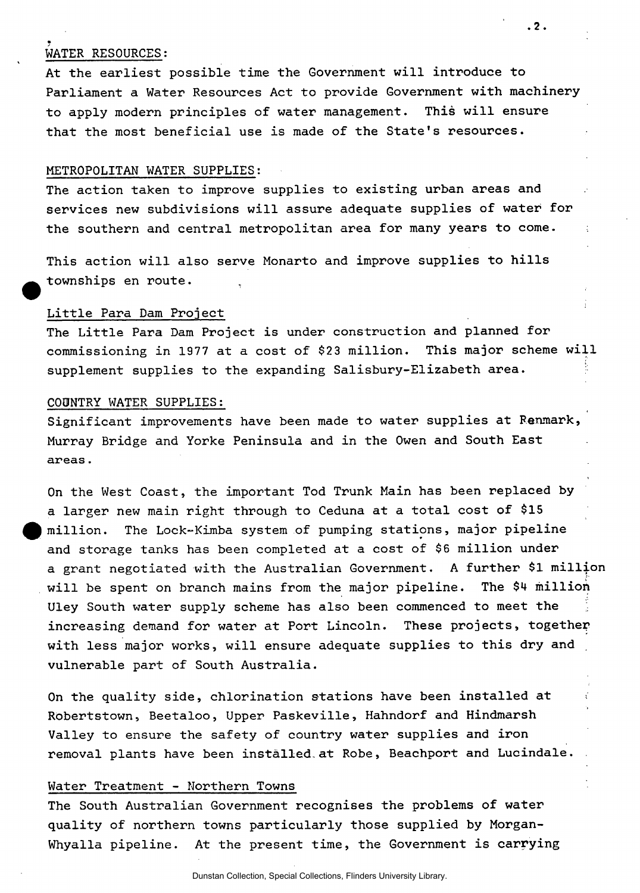## WATER RESOURCES:

At the earliest possible time the Government will introduce to Parliament a Water Resources Act to provide Government with machinery to apply modern principles of water management. This will ensure that the most beneficial use is made of the State's resources.

## METROPOLITAN WATER SUPPLIES:

The action taken to improve supplies to existing urban areas and services new subdivisions will assure adequate supplies of water for the southern and central metropolitan area for many years to come.

This action will also serve Monarto and improve supplies to hills townships en route.

### Little Para Dam Project

The Little Para Dam Project is under construction and planned for commissioning in 1977 at a cost of $23 million. This major scheme will supplement supplies to the expanding Salisbury-Elizabeth area.

## COUNTRY WATER SUPPLIES:

Significant improvements have been made to water supplies at Renmark, Murray Bridge and Yorke Peninsula and in the Owen and South East areas.

On the West Coast, the important Tod Trunk Main has been replaced by a larger new main right through to Ceduna at a total cost of $15 million. The Lock-Kimba system of pumping stations, major pipeline and storage tanks has been completed at a cost of $6 million under a grant negotiated with the Australian Government. A further $1 million will be spent on branch mains from the major pipeline. The $4 million Uley South water supply scheme has also been commenced to meet the increasing demand for water at Port Lincoln. These projects, together with less major works, will ensure adequate supplies to this dry and vulnerable part of South Australia.

On the quality side, chlorination stations have been installed at Robertstown, Beetaloo, Upper Paskeville, Hahndorf and Hindmarsh Valley to ensure the safety of country water supplies and iron removal plants have been installed at Robe, Beachport and Lucindale.

### Water Treatment - Northern Towns

The South Australian Government recognises the problems of water quality of northern towns particularly those supplied by Morgan-Whyalla pipeline. At the present time, the Government is carrying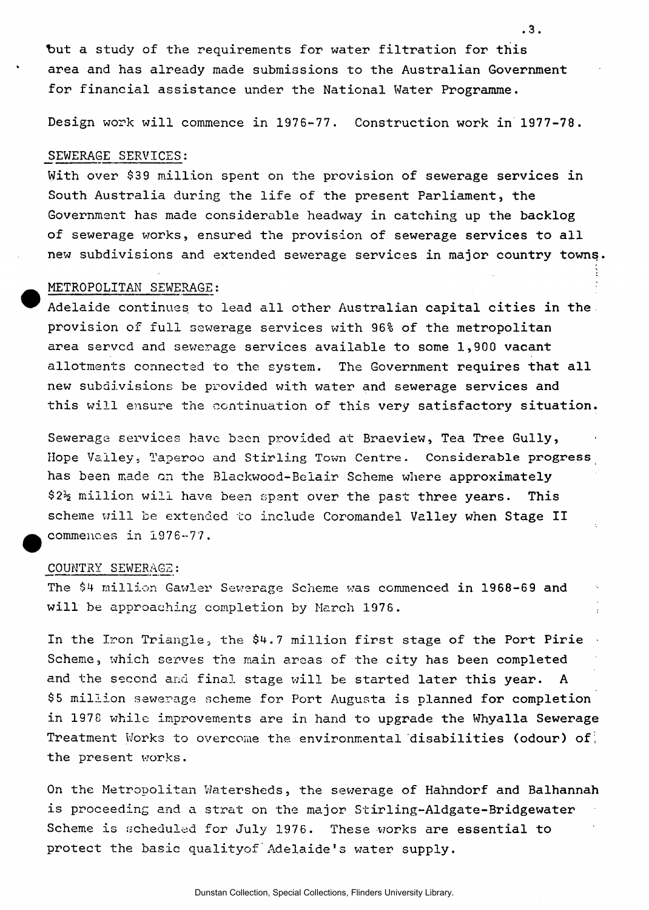but a study of the requirements for water filtration for this area and has already made submissions to the Australian Government for financial assistance under the National Water Programme.

Design work will commence in 1976-77. Construction work in 1977-78.

## SEWERAGE SERVICES:

With over $39 million spent on the provision of sewerage services in South Australia during the life of the present Parliament, the Government has made considerable headway in catching up the backlog of sewerage works, ensured the provision of sewerage services to all new subdivisions and extended sewerage services in major country towns.

## METROPOLITAN SEWERAGE:

Adelaide continues to lead all other Australian capital cities in the provision of full sewerage services with 96% of the metropolitan area served and sewerage services available to some 1,900 vacant allotments connected to the system. The Government requires that all new subdivisions be provided with water and sewerage services and this will ensure the continuation of this very satisfactory situation.

Sewerage services have been provided at Braeview, Tea Tree Gully, Hope Valley, Taperoo and Stirling Town Centre. Considerable progress has been made on the Blackwood-Belair Scheme where approximately $2½ million will have been spent over the past three years. This scheme will be extended to include Coromandel Valley when Stage II commences in 1976-77.

## COUNTRY SEWERAGE:

The $4 million Gawler Sewerage Scheme was commenced in 1968-69 and will be approaching completion by March 1976.

In the Iron Triangle, the $4.7 million first stage of the Port Pirie Scheme, which serves the main areas of the city has been completed and the second and final stage will be started later this year. A $5 million sewerage scheme for Port Augusta is planned for completion in 1978 while improvements are in hand to upgrade the Whyalla Sewerage Treatment Works to overcome the environmental disabilities (odour) of the present works.

On the Metropolitan Watersheds, the sewerage of Hahndorf and Balhannah is proceeding and a strat on the major Stirling-Aldgate-Bridgewater Scheme is scheduled for July 1976. These works are essential to protect the basic qualityof Adelaide's water supply.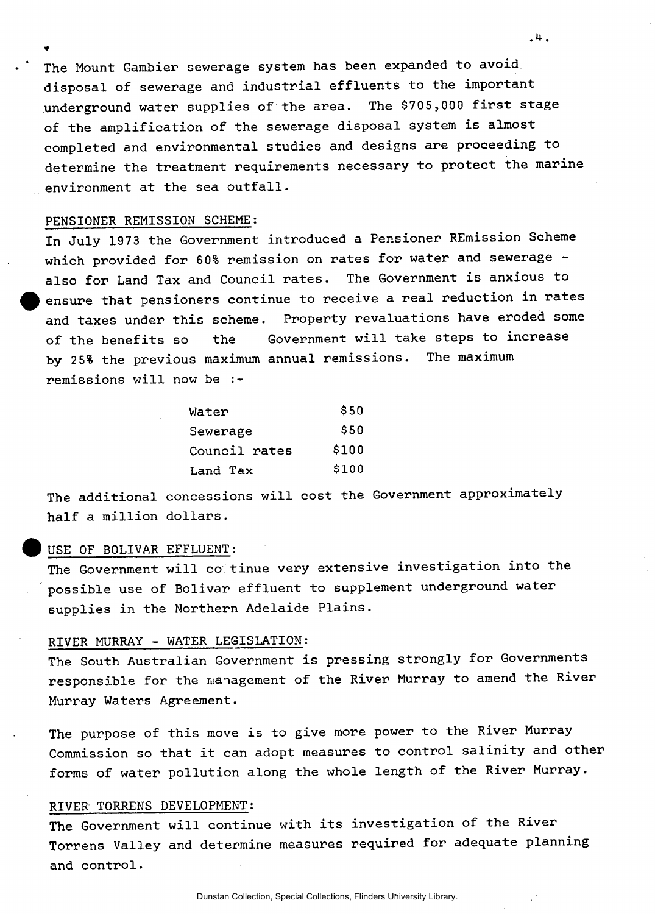The Mount Gambier sewerage system has been expanded to avoid disposal of sewerage and industrial effluents to the important underground water supplies of the area. The $705,000 first stage of the amplification of the sewerage disposal system is almost completed and environmental studies and designs are proceeding to determine the treatment requirements necessary to protect the marine environment at the sea outfall.

PENSIONER REMISSION SCHEME:

In July 1973 the Government introduced a Pensioner REmission Scheme which provided for 60% remission on rates for water and sewerage - also for Land Tax and Council rates. The Government is anxious to ensure that pensioners continue to receive a real reduction in rates and taxes under this scheme. Property revaluations have eroded some of the benefits so the Government will take steps to increase by 25% the previous maximum annual remissions. The maximum remissions will now be :-

| | |
|---|---|
| Water | $50 |
| Sewerage | $50 |
| Council rates | $100 |
| Land Tax | $100 |

The additional concessions will cost the Government approximately half a million dollars.

USE OF BOLIVAR EFFLUENT:

The Government will continue very extensive investigation into the possible use of Bolivar effluent to supplement underground water supplies in the Northern Adelaide Plains.

RIVER MURRAY - WATER LEGISLATION:

The South Australian Government is pressing strongly for Governments responsible for the management of the River Murray to amend the River Murray Waters Agreement.

The purpose of this move is to give more power to the River Murray Commission so that it can adopt measures to control salinity and other forms of water pollution along the whole length of the River Murray.

RIVER TORRENS DEVELOPMENT:

The Government will continue with its investigation of the River Torrens Valley and determine measures required for adequate planning and control.